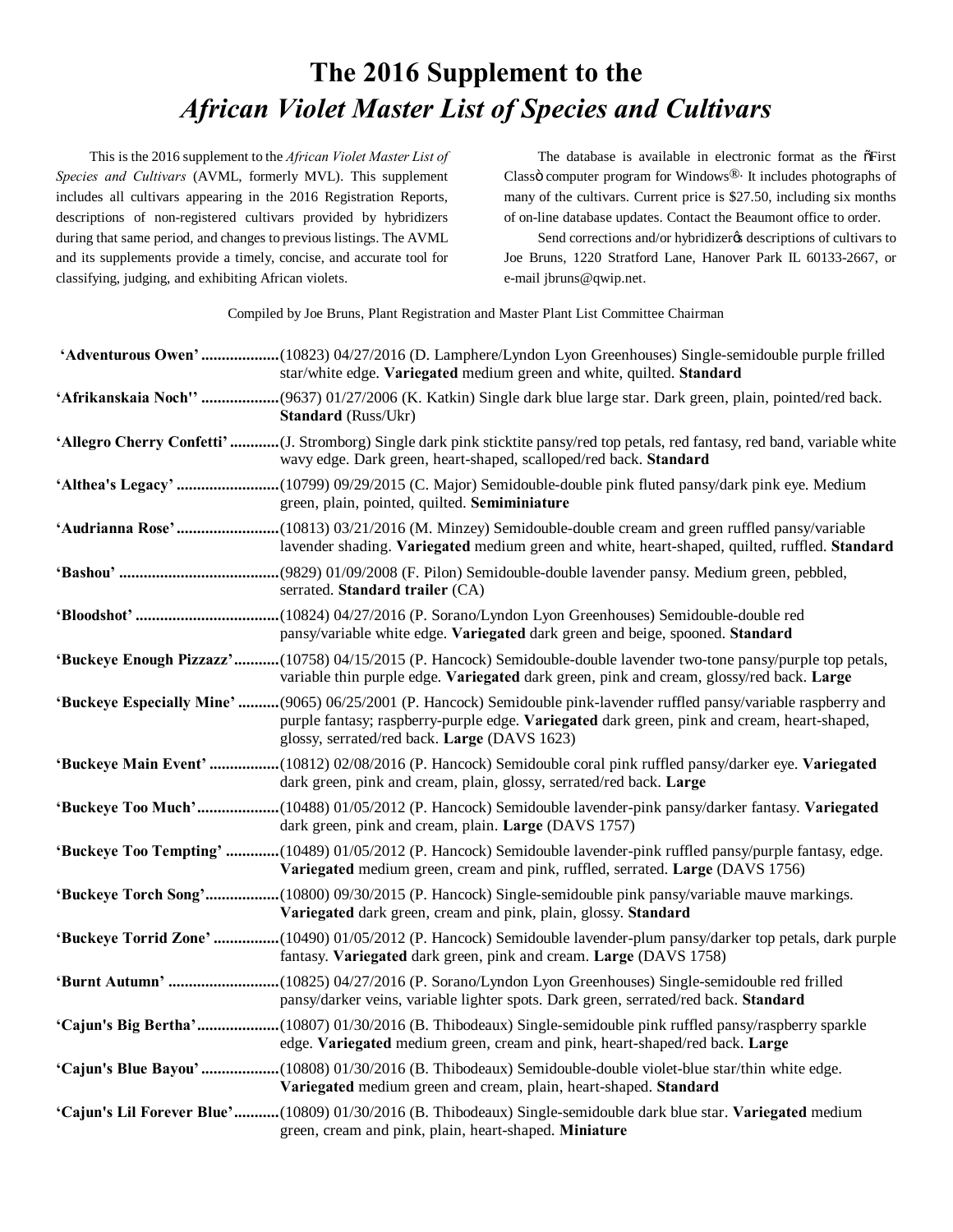# The 2016 Supplement to the *African Violet Master List of Species and Cultivars*

This is the 2016 supplement to the *African Violet Master List of Species and Cultivars* (AVML, formerly MVL). This supplement includes all cultivars appearing in the 2016 Registration Reports, descriptions of non-registered cultivars provided by hybridizers during that same period, and changes to previous listings. The AVML and its supplements provide a timely, concise, and accurate tool for classifying, judging, and exhibiting African violets.

The database is available in electronic format as the "First Class" computer program for Windows®. It includes photographs of many of the cultivars. Current price is $27.50, including six months of on-line database updates. Contact the Beaumont office to order.

Send corrections and/or hybridizer's descriptions of cultivars to Joe Bruns, 1220 Stratford Lane, Hanover Park IL 60133-2667, or e-mail jbruns@qwip.net.

Compiled by Joe Bruns, Plant Registration and Master Plant List Committee Chairman

**'Adventurous Owen'** ....................(10823) 04/27/2016 (D. Lamphere/Lyndon Lyon Greenhouses) Single-semidouble purple frilled star/white edge. **Variegated** medium green and white, quilted. **Standard**

**'Afrikanskaia Noch''** ....................(9637) 01/27/2006 (K. Katkin) Single dark blue large star. Dark green, plain, pointed/red back. **Standard** (Russ/Ukr)

**'Allegro Cherry Confetti'** ............(J. Stromborg) Single dark pink sticktite pansy/red top petals, red fantasy, red band, variable white wavy edge. Dark green, heart-shaped, scalloped/red back. **Standard**

**'Althea's Legacy'** .........................(10799) 09/29/2015 (C. Major) Semidouble-double pink fluted pansy/dark pink eye. Medium green, plain, pointed, quilted. **Semiminiature**

**'Audrianna Rose'** .........................(10813) 03/21/2016 (M. Minzey) Semidouble-double cream and green ruffled pansy/variable lavender shading. **Variegated** medium green and white, heart-shaped, quilted, ruffled. **Standard**

**'Bashou'** .......................................(9829) 01/09/2008 (F. Pilon) Semidouble-double lavender pansy. Medium green, pebbled, serrated. **Standard trailer** (CA)

**'Bloodshot'** ...................................(10824) 04/27/2016 (P. Sorano/Lyndon Lyon Greenhouses) Semidouble-double red pansy/variable white edge. **Variegated** dark green and beige, spooned. **Standard**

**'Buckeye Enough Pizzazz'** ...........(10758) 04/15/2015 (P. Hancock) Semidouble-double lavender two-tone pansy/purple top petals, variable thin purple edge. **Variegated** dark green, pink and cream, glossy/red back. **Large**

**'Buckeye Especially Mine'** ..........(9065) 06/25/2001 (P. Hancock) Semidouble pink-lavender ruffled pansy/variable raspberry and purple fantasy; raspberry-purple edge. **Variegated** dark green, pink and cream, heart-shaped, glossy, serrated/red back. **Large** (DAVS 1623)

**'Buckeye Main Event'** .................(10812) 02/08/2016 (P. Hancock) Semidouble coral pink ruffled pansy/darker eye. **Variegated** dark green, pink and cream, plain, glossy, serrated/red back. **Large**

**'Buckeye Too Much'** ....................(10488) 01/05/2012 (P. Hancock) Semidouble lavender-pink pansy/darker fantasy. **Variegated** dark green, pink and cream, plain. **Large** (DAVS 1757)

**'Buckeye Too Tempting'** .............(10489) 01/05/2012 (P. Hancock) Semidouble lavender-pink ruffled pansy/purple fantasy, edge. **Variegated** medium green, cream and pink, ruffled, serrated. **Large** (DAVS 1756)

**'Buckeye Torch Song'** ..................(10800) 09/30/2015 (P. Hancock) Single-semidouble pink pansy/variable mauve markings. **Variegated** dark green, cream and pink, plain, glossy. **Standard**

**'Buckeye Torrid Zone'** ................(10490) 01/05/2012 (P. Hancock) Semidouble lavender-plum pansy/darker top petals, dark purple fantasy. **Variegated** dark green, pink and cream. **Large** (DAVS 1758)

**'Burnt Autumn'** ...........................(10825) 04/27/2016 (P. Sorano/Lyndon Lyon Greenhouses) Single-semidouble red frilled pansy/darker veins, variable lighter spots. Dark green, serrated/red back. **Standard**

**'Cajun's Big Bertha'** ....................(10807) 01/30/2016 (B. Thibodeaux) Single-semidouble pink ruffled pansy/raspberry sparkle edge. **Variegated** medium green, cream and pink, heart-shaped/red back. **Large**

**'Cajun's Blue Bayou'** ...................(10808) 01/30/2016 (B. Thibodeaux) Semidouble-double violet-blue star/thin white edge. **Variegated** medium green and cream, plain, heart-shaped. **Standard**

**'Cajun's Lil Forever Blue'** ...........(10809) 01/30/2016 (B. Thibodeaux) Single-semidouble dark blue star. **Variegated** medium green, cream and pink, plain, heart-shaped. **Miniature**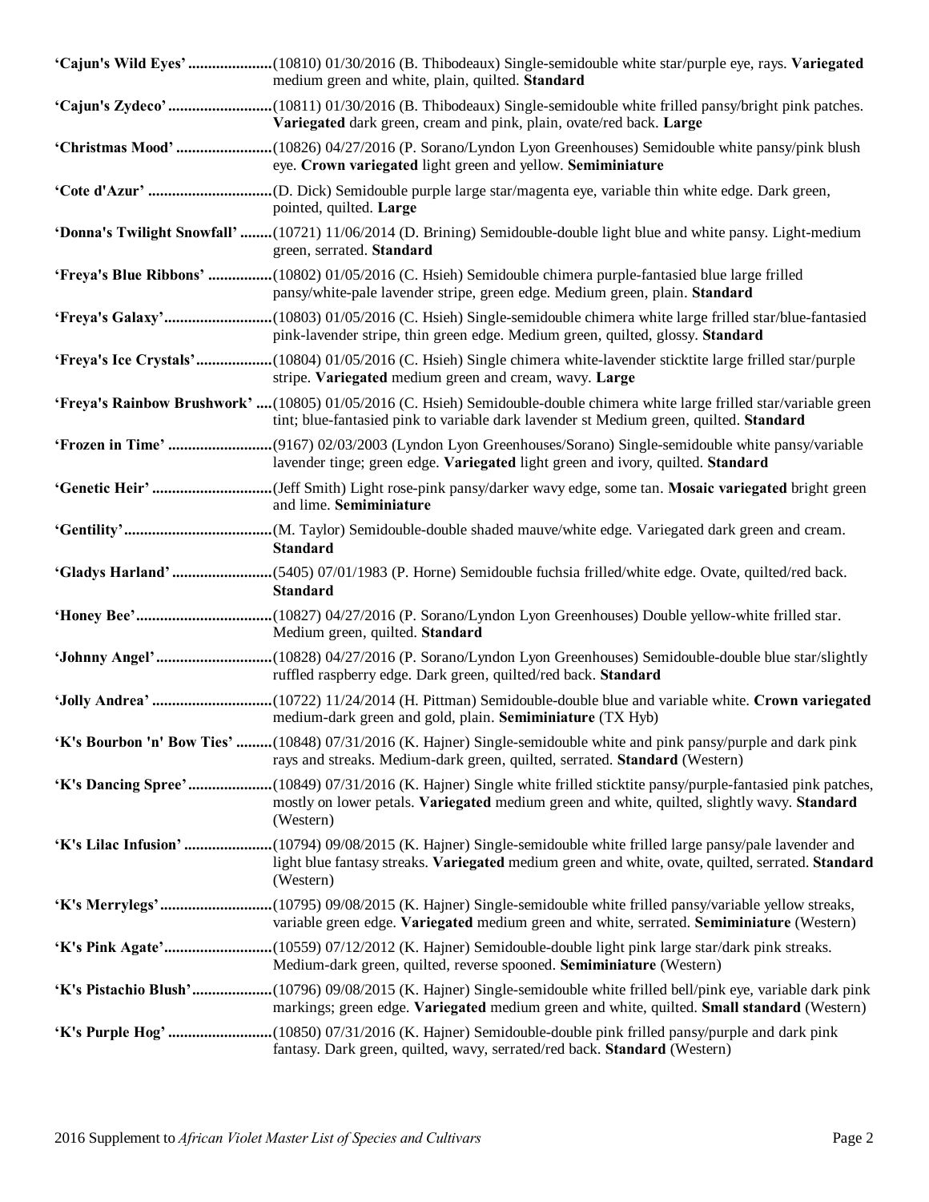**'Cajun's Wild Eyes'** ..................... (10810) 01/30/2016 (B. Thibodeaux) Single-semidouble white star/purple eye, rays. **Variegated** medium green and white, plain, quilted. **Standard**

**'Cajun's Zydeco'** .......................... (10811) 01/30/2016 (B. Thibodeaux) Single-semidouble white frilled pansy/bright pink patches. **Variegated** dark green, cream and pink, plain, ovate/red back. **Large**

**'Christmas Mood'** ........................ (10826) 04/27/2016 (P. Sorano/Lyndon Lyon Greenhouses) Semidouble white pansy/pink blush eye. **Crown variegated** light green and yellow. **Semiminiature**

**'Cote d'Azur'** .............................. (D. Dick) Semidouble purple large star/magenta eye, variable thin white edge. Dark green, pointed, quilted. **Large**

**'Donna's Twilight Snowfall'** ........ (10721) 11/06/2014 (D. Brining) Semidouble-double light blue and white pansy. Light-medium green, serrated. **Standard**

**'Freya's Blue Ribbons'** ................ (10802) 01/05/2016 (C. Hsieh) Semidouble chimera purple-fantasied blue large frilled pansy/white-pale lavender stripe, green edge. Medium green, plain. **Standard**

**'Freya's Galaxy'** ........................... (10803) 01/05/2016 (C. Hsieh) Single-semidouble chimera white large frilled star/blue-fantasied pink-lavender stripe, thin green edge. Medium green, quilted, glossy. **Standard**

**'Freya's Ice Crystals'** .................. (10804) 01/05/2016 (C. Hsieh) Single chimera white-lavender sticktite large frilled star/purple stripe. **Variegated** medium green and cream, wavy. **Large**

**'Freya's Rainbow Brushwork'** .... (10805) 01/05/2016 (C. Hsieh) Semidouble-double chimera white large frilled star/variable green tint; blue-fantasied pink to variable dark lavender st Medium green, quilted. **Standard**

**'Frozen in Time'** .......................... (9167) 02/03/2003 (Lyndon Lyon Greenhouses/Sorano) Single-semidouble white pansy/variable lavender tinge; green edge. **Variegated** light green and ivory, quilted. **Standard**

**'Genetic Heir'** .............................. (Jeff Smith) Light rose-pink pansy/darker wavy edge, some tan. **Mosaic variegated** bright green and lime. **Semiminiature**

**'Gentility'** ..................................... (M. Taylor) Semidouble-double shaded mauve/white edge. Variegated dark green and cream. **Standard**

**'Gladys Harland'** ......................... (5405) 07/01/1983 (P. Horne) Semidouble fuchsia frilled/white edge. Ovate, quilted/red back. **Standard**

**'Honey Bee'** ................................. (10827) 04/27/2016 (P. Sorano/Lyndon Lyon Greenhouses) Double yellow-white frilled star. Medium green, quilted. **Standard**

**'Johnny Angel'** ............................. (10828) 04/27/2016 (P. Sorano/Lyndon Lyon Greenhouses) Semidouble-double blue star/slightly ruffled raspberry edge. Dark green, quilted/red back. **Standard**

**'Jolly Andrea'** .............................. (10722) 11/24/2014 (H. Pittman) Semidouble-double blue and variable white. **Crown variegated** medium-dark green and gold, plain. **Semiminiature** (TX Hyb)

**'K's Bourbon 'n' Bow Ties'** ......... (10848) 07/31/2016 (K. Hajner) Single-semidouble white and pink pansy/purple and dark pink rays and streaks. Medium-dark green, quilted, serrated. **Standard** (Western)

**'K's Dancing Spree'** ..................... (10849) 07/31/2016 (K. Hajner) Single white frilled sticktite pansy/purple-fantasied pink patches, mostly on lower petals. **Variegated** medium green and white, quilted, slightly wavy. **Standard** (Western)

**'K's Lilac Infusion'** ...................... (10794) 09/08/2015 (K. Hajner) Single-semidouble white frilled large pansy/pale lavender and light blue fantasy streaks. **Variegated** medium green and white, ovate, quilted, serrated. **Standard** (Western)

**'K's Merrylegs'** ............................ (10795) 09/08/2015 (K. Hajner) Single-semidouble white frilled pansy/variable yellow streaks, variable green edge. **Variegated** medium green and white, serrated. **Semiminiature** (Western)

**'K's Pink Agate'** ........................... (10559) 07/12/2012 (K. Hajner) Semidouble-double light pink large star/dark pink streaks. Medium-dark green, quilted, reverse spooned. **Semiminiature** (Western)

**'K's Pistachio Blush'** .................... (10796) 09/08/2015 (K. Hajner) Single-semidouble white frilled bell/pink eye, variable dark pink markings; green edge. **Variegated** medium green and white, quilted. **Small standard** (Western)

**'K's Purple Hog'** .......................... (10850) 07/31/2016 (K. Hajner) Semidouble-double pink frilled pansy/purple and dark pink fantasy. Dark green, quilted, wavy, serrated/red back. **Standard** (Western)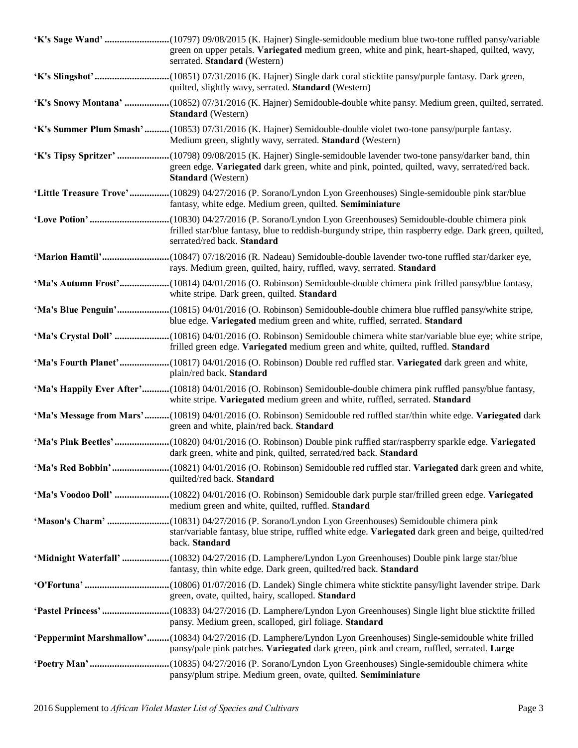**'K's Sage Wand'** ..........................(10797) 09/08/2015 (K. Hajner) Single-semidouble medium blue two-tone ruffled pansy/variable green on upper petals. **Variegated** medium green, white and pink, heart-shaped, quilted, wavy, serrated. **Standard** (Western)

**'K's Slingshot'**..............................(10851) 07/31/2016 (K. Hajner) Single dark coral sticktite pansy/purple fantasy. Dark green, quilted, slightly wavy, serrated. **Standard** (Western)

**'K's Snowy Montana'** ..................(10852) 07/31/2016 (K. Hajner) Semidouble-double white pansy. Medium green, quilted, serrated. **Standard** (Western)

**'K's Summer Plum Smash'**..........(10853) 07/31/2016 (K. Hajner) Semidouble-double violet two-tone pansy/purple fantasy. Medium green, slightly wavy, serrated. **Standard** (Western)

**'K's Tipsy Spritzer'** .....................(10798) 09/08/2015 (K. Hajner) Single-semidouble lavender two-tone pansy/darker band, thin green edge. **Variegated** dark green, white and pink, pointed, quilted, wavy, serrated/red back. **Standard** (Western)

**'Little Treasure Trove'**................(10829) 04/27/2016 (P. Sorano/Lyndon Lyon Greenhouses) Single-semidouble pink star/blue fantasy, white edge. Medium green, quilted. **Semiminiature**

**'Love Potion'**................................(10830) 04/27/2016 (P. Sorano/Lyndon Lyon Greenhouses) Semidouble-double chimera pink frilled star/blue fantasy, blue to reddish-burgundy stripe, thin raspberry edge. Dark green, quilted, serrated/red back. **Standard**

**'Marion Hamtil'**...........................(10847) 07/18/2016 (R. Nadeau) Semidouble-double lavender two-tone ruffled star/darker eye, rays. Medium green, quilted, hairy, ruffled, wavy, serrated. **Standard**

**'Ma's Autumn Frost'**....................(10814) 04/01/2016 (O. Robinson) Semidouble-double chimera pink frilled pansy/blue fantasy, white stripe. Dark green, quilted. **Standard**

**'Ma's Blue Penguin'**.....................(10815) 04/01/2016 (O. Robinson) Semidouble-double chimera blue ruffled pansy/white stripe, blue edge. **Variegated** medium green and white, ruffled, serrated. **Standard**

**'Ma's Crystal Doll'** ......................(10816) 04/01/2016 (O. Robinson) Semidouble chimera white star/variable blue eye; white stripe, frilled green edge. **Variegated** medium green and white, quilted, ruffled. **Standard**

**'Ma's Fourth Planet'**....................(10817) 04/01/2016 (O. Robinson) Double red ruffled star. **Variegated** dark green and white, plain/red back. **Standard**

**'Ma's Happily Ever After'**...........(10818) 04/01/2016 (O. Robinson) Semidouble-double chimera pink ruffled pansy/blue fantasy, white stripe. **Variegated** medium green and white, ruffled, serrated. **Standard**

**'Ma's Message from Mars'**..........(10819) 04/01/2016 (O. Robinson) Semidouble red ruffled star/thin white edge. **Variegated** dark green and white, plain/red back. **Standard**

**'Ma's Pink Beetles'**......................(10820) 04/01/2016 (O. Robinson) Double pink ruffled star/raspberry sparkle edge. **Variegated** dark green, white and pink, quilted, serrated/red back. **Standard**

**'Ma's Red Bobbin'**.......................(10821) 04/01/2016 (O. Robinson) Semidouble red ruffled star. **Variegated** dark green and white, quilted/red back. **Standard**

**'Ma's Voodoo Doll'** ......................(10822) 04/01/2016 (O. Robinson) Semidouble dark purple star/frilled green edge. **Variegated** medium green and white, quilted, ruffled. **Standard**

**'Mason's Charm'** .........................(10831) 04/27/2016 (P. Sorano/Lyndon Lyon Greenhouses) Semidouble chimera pink star/variable fantasy, blue stripe, ruffled white edge. **Variegated** dark green and beige, quilted/red back. **Standard**

**'Midnight Waterfall'** ...................(10832) 04/27/2016 (D. Lamphere/Lyndon Lyon Greenhouses) Double pink large star/blue fantasy, thin white edge. Dark green, quilted/red back. **Standard**

**'O'Fortuna'**..................................(10806) 01/07/2016 (D. Landek) Single chimera white sticktite pansy/light lavender stripe. Dark green, ovate, quilted, hairy, scalloped. **Standard**

**'Pastel Princess'**...........................(10833) 04/27/2016 (D. Lamphere/Lyndon Lyon Greenhouses) Single light blue sticktite frilled pansy. Medium green, scalloped, girl foliage. **Standard**

**'Peppermint Marshmallow'**.........(10834) 04/27/2016 (D. Lamphere/Lyndon Lyon Greenhouses) Single-semidouble white frilled pansy/pale pink patches. **Variegated** dark green, pink and cream, ruffled, serrated. **Large**

**'Poetry Man'**................................(10835) 04/27/2016 (P. Sorano/Lyndon Lyon Greenhouses) Single-semidouble chimera white pansy/plum stripe. Medium green, ovate, quilted. **Semiminiature**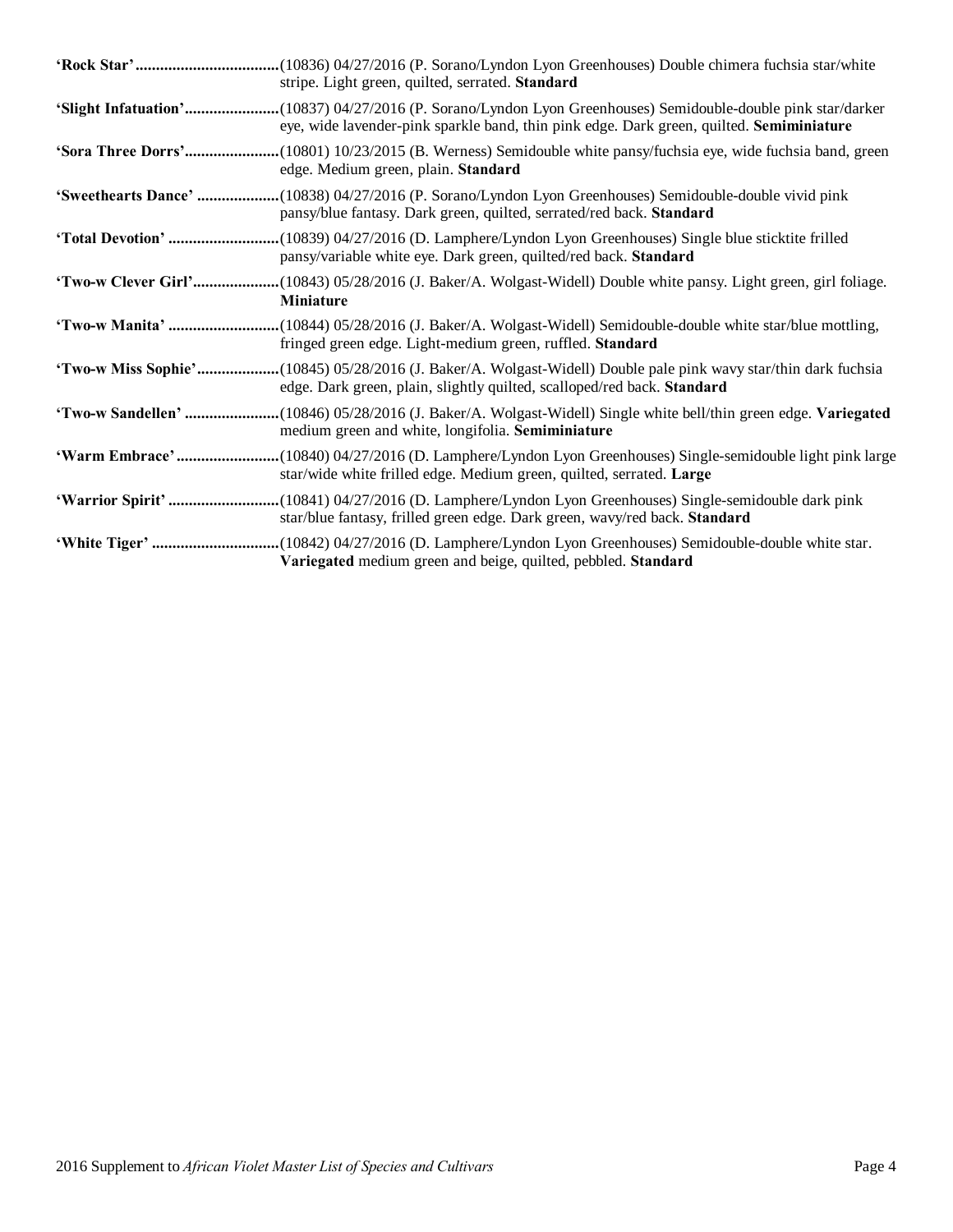**'Rock Star'**..................................(10836) 04/27/2016 (P. Sorano/Lyndon Lyon Greenhouses) Double chimera fuchsia star/white stripe. Light green, quilted, serrated. **Standard**

**'Slight Infatuation'**.......................(10837) 04/27/2016 (P. Sorano/Lyndon Lyon Greenhouses) Semidouble-double pink star/darker eye, wide lavender-pink sparkle band, thin pink edge. Dark green, quilted. **Semiminiature**

**'Sora Three Dorrs'**.......................(10801) 10/23/2015 (B. Werness) Semidouble white pansy/fuchsia eye, wide fuchsia band, green edge. Medium green, plain. **Standard**

**'Sweethearts Dance'** ....................(10838) 04/27/2016 (P. Sorano/Lyndon Lyon Greenhouses) Semidouble-double vivid pink pansy/blue fantasy. Dark green, quilted, serrated/red back. **Standard**

**'Total Devotion'** ...........................(10839) 04/27/2016 (D. Lamphere/Lyndon Lyon Greenhouses) Single blue sticktite frilled pansy/variable white eye. Dark green, quilted/red back. **Standard**

**'Two-w Clever Girl'**.....................(10843) 05/28/2016 (J. Baker/A. Wolgast-Widell) Double white pansy. Light green, girl foliage. **Miniature**

**'Two-w Manita'** ...........................(10844) 05/28/2016 (J. Baker/A. Wolgast-Widell) Semidouble-double white star/blue mottling, fringed green edge. Light-medium green, ruffled. **Standard**

**'Two-w Miss Sophie'**....................(10845) 05/28/2016 (J. Baker/A. Wolgast-Widell) Double pale pink wavy star/thin dark fuchsia edge. Dark green, plain, slightly quilted, scalloped/red back. **Standard**

**'Two-w Sandellen'** .......................(10846) 05/28/2016 (J. Baker/A. Wolgast-Widell) Single white bell/thin green edge. **Variegated** medium green and white, longifolia. **Semiminiature**

**'Warm Embrace'**.........................(10840) 04/27/2016 (D. Lamphere/Lyndon Lyon Greenhouses) Single-semidouble light pink large star/wide white frilled edge. Medium green, quilted, serrated. **Large**

**'Warrior Spirit'** ...........................(10841) 04/27/2016 (D. Lamphere/Lyndon Lyon Greenhouses) Single-semidouble dark pink star/blue fantasy, frilled green edge. Dark green, wavy/red back. **Standard**

**'White Tiger'** ...............................(10842) 04/27/2016 (D. Lamphere/Lyndon Lyon Greenhouses) Semidouble-double white star. **Variegated** medium green and beige, quilted, pebbled. **Standard**